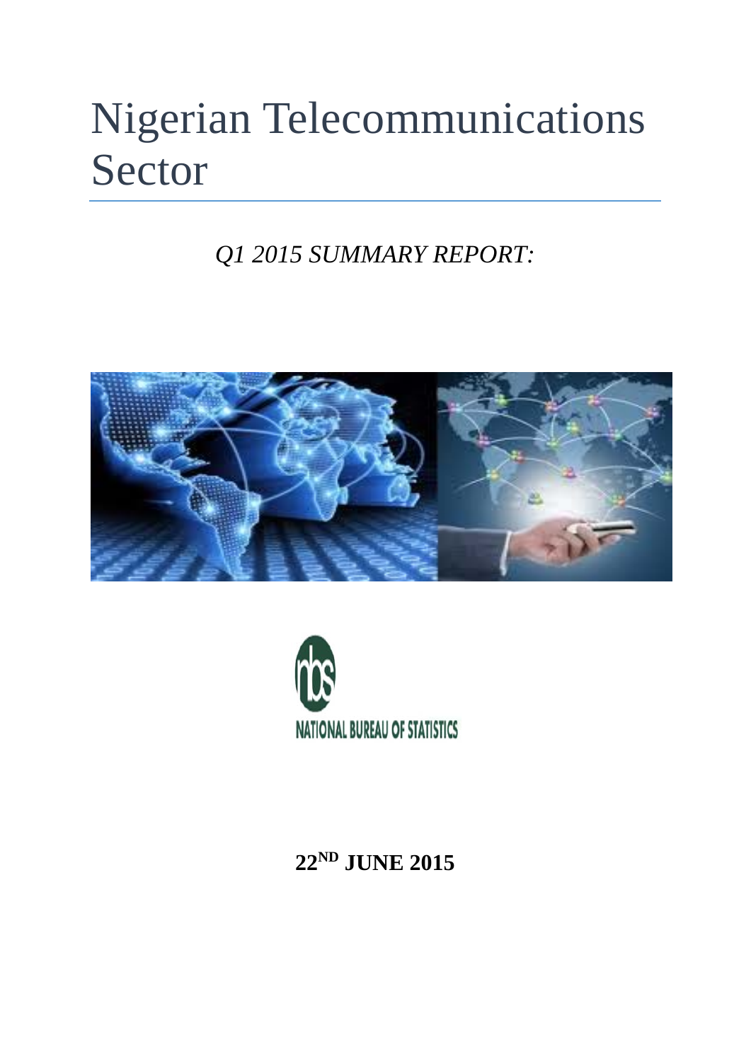# Nigerian Telecommunications Sector

*Q1 2015 SUMMARY REPORT:*

NATIONAL BUREAU OF STATISTICS

**22ND JUNE 2015**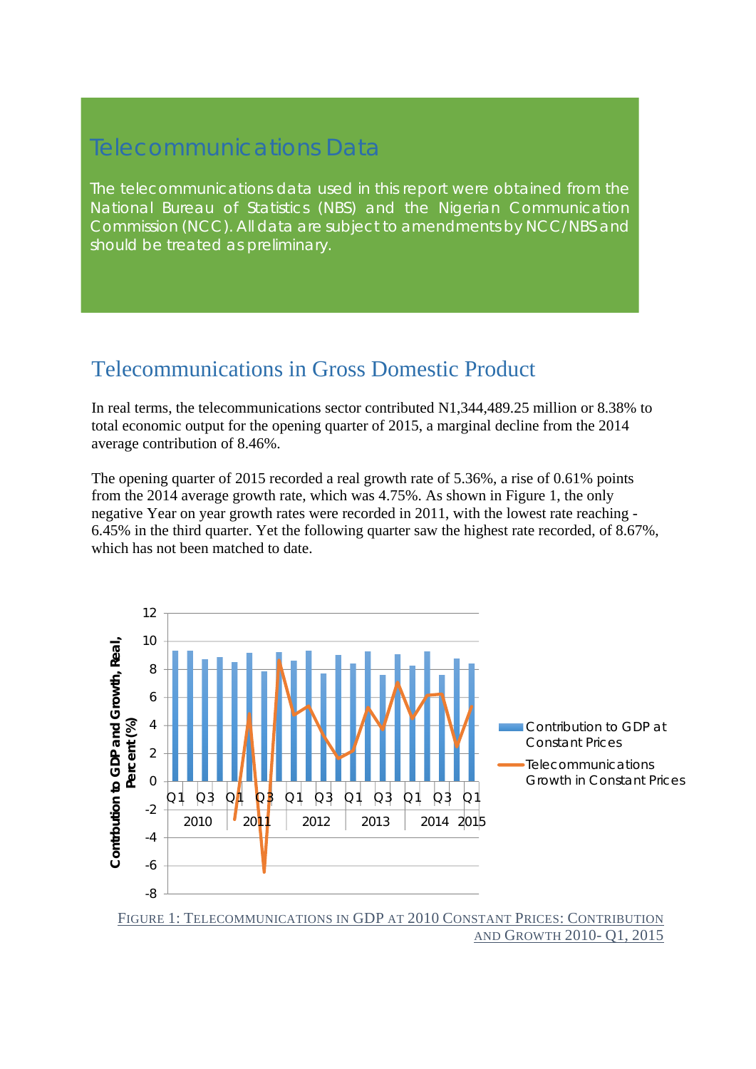# Telecommunications Data

The telecommunications data used in this report were obtained from the National Bureau of Statistics (NBS) and the Nigerian Communication Commission (NCC). All data are subject to amendments by NCC/NBS and should be treated as preliminary.

## Telecommunications in Gross Domestic Product

In real terms, the telecommunications sector contributed N1,344,489.25 million or 8.38% to total economic output for the opening quarter of 2015, a marginal decline from the 2014 average contribution of 8.46%.

The opening quarter of 2015 recorded a real growth rate of 5.36%, a rise of 0.61% points from the 2014 average growth rate, which was 4.75%. As shown in Figure 1, the only negative Year on year growth rates were recorded in 2011, with the lowest rate reaching -6.45% in the third quarter. Yet the following quarter saw the highest rate recorded, of 8.67%, which has not been matched to date.

FIGURE 1: TELECOMMUNICATIONS IN GDP AT 2010 CONSTANT PRICES: CONTRIBUTION AND GROWTH 2010- Q1, 2015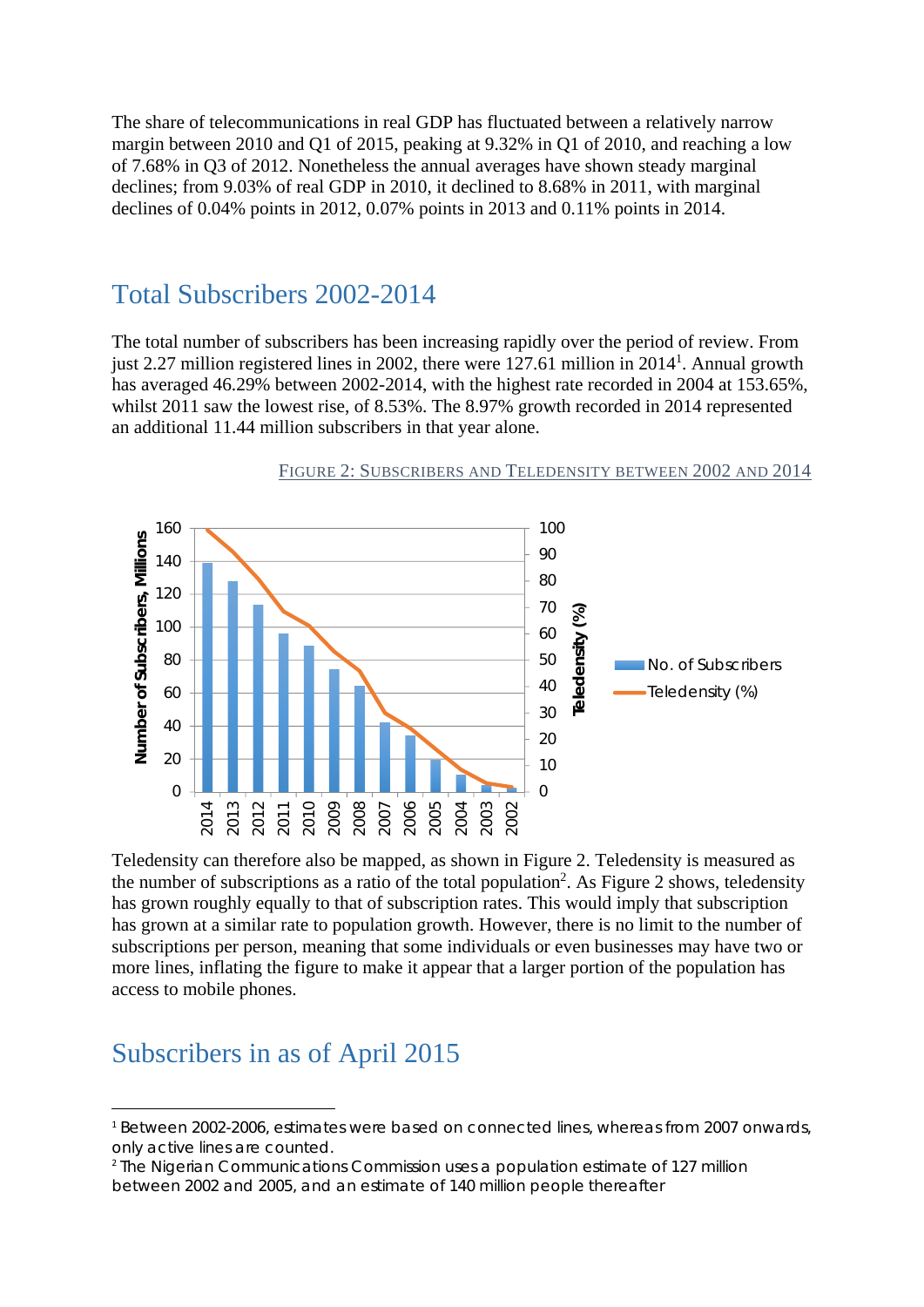The share of telecommunications in real GDP has fluctuated between a relatively narrow margin between 2010 and Q1 of 2015, peaking at 9.32% in Q1 of 2010, and reaching a low of 7.68% in Q3 of 2012. Nonetheless the annual averages have shown steady marginal declines; from 9.03% of real GDP in 2010, it declined to 8.68% in 2011, with marginal declines of 0.04% points in 2012, 0.07% points in 2013 and 0.11% points in 2014.

## Total Subscribers 2002-2014

The total number of subscribers has been increasing rapidly over the period of review. From just 2.27 million registered lines in 2002, there were 127.61 million in 2014[1]. Annual growth has averaged 46.29% between 2002-2014, with the highest rate recorded in 2004 at 153.65%, whilst 2011 saw the lowest rise, of 8.53%. The 8.97% growth recorded in 2014 represented an additional 11.44 million subscribers in that year alone.

FIGURE 2: SUBSCRIBERS AND TELEDENSITY BETWEEN 2002 AND 2014

Teledensity can therefore also be mapped, as shown in Figure 2. Teledensity is measured as the number of subscriptions as a ratio of the total population[2]. As Figure 2 shows, teledensity has grown roughly equally to that of subscription rates. This would imply that subscription has grown at a similar rate to population growth. However, there is no limit to the number of subscriptions per person, meaning that some individuals or even businesses may have two or more lines, inflating the figure to make it appear that a larger portion of the population has access to mobile phones.

## Subscribers in as of April 2015

---

[1] Between 2002-2006, estimates were based on connected lines, whereas from 2007 onwards, only active lines are counted.

[2] The Nigerian Communications Commission uses a population estimate of 127 million between 2002 and 2005, and an estimate of 140 million people thereafter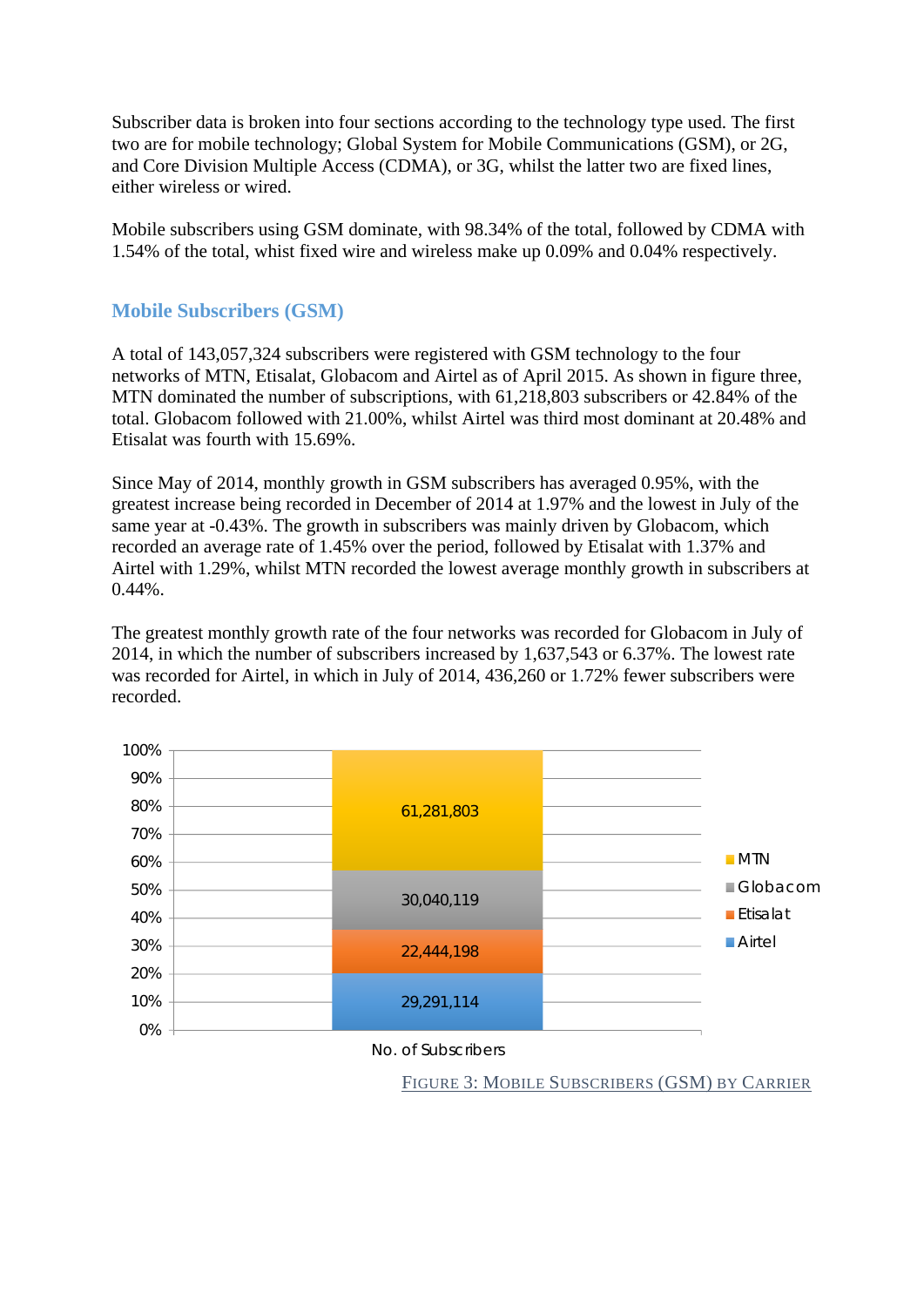Subscriber data is broken into four sections according to the technology type used. The first two are for mobile technology; Global System for Mobile Communications (GSM), or 2G, and Core Division Multiple Access (CDMA), or 3G, whilst the latter two are fixed lines, either wireless or wired.

Mobile subscribers using GSM dominate, with 98.34% of the total, followed by CDMA with 1.54% of the total, whist fixed wire and wireless make up 0.09% and 0.04% respectively.

## Mobile Subscribers (GSM)

A total of 143,057,324 subscribers were registered with GSM technology to the four networks of MTN, Etisalat, Globacom and Airtel as of April 2015. As shown in figure three, MTN dominated the number of subscriptions, with 61,218,803 subscribers or 42.84% of the total. Globacom followed with 21.00%, whilst Airtel was third most dominant at 20.48% and Etisalat was fourth with 15.69%.

Since May of 2014, monthly growth in GSM subscribers has averaged 0.95%, with the greatest increase being recorded in December of 2014 at 1.97% and the lowest in July of the same year at -0.43%. The growth in subscribers was mainly driven by Globacom, which recorded an average rate of 1.45% over the period, followed by Etisalat with 1.37% and Airtel with 1.29%, whilst MTN recorded the lowest average monthly growth in subscribers at 0.44%.

The greatest monthly growth rate of the four networks was recorded for Globacom in July of 2014, in which the number of subscribers increased by 1,637,543 or 6.37%. The lowest rate was recorded for Airtel, in which in July of 2014, 436,260 or 1.72% fewer subscribers were recorded.

| Carrier | No. of Subscribers |
|---|---|
| MTN | 61,281,803 |
| Globacom | 30,040,119 |
| Etisalat | 22,444,198 |
| Airtel | 29,291,114 |

Figure 3: Mobile Subscribers (GSM) by Carrier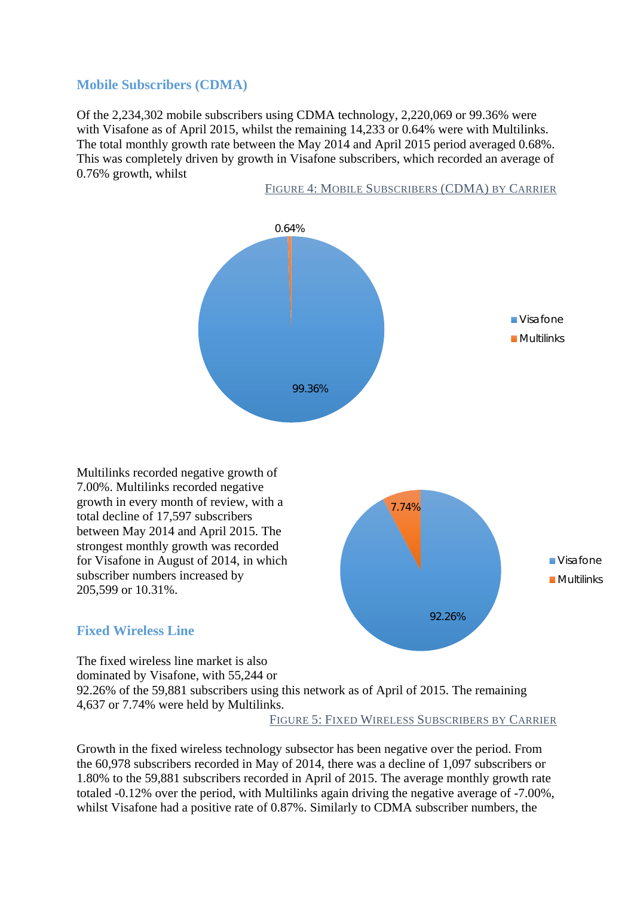## Mobile Subscribers (CDMA)

Of the 2,234,302 mobile subscribers using CDMA technology, 2,220,069 or 99.36% were with Visafone as of April 2015, whilst the remaining 14,233 or 0.64% were with Multilinks. The total monthly growth rate between the May 2014 and April 2015 period averaged 0.68%. This was completely driven by growth in Visafone subscribers, which recorded an average of 0.76% growth, whilst

FIGURE 4: MOBILE SUBSCRIBERS (CDMA) BY CARRIER

Multilinks recorded negative growth of 7.00%. Multilinks recorded negative growth in every month of review, with a total decline of 17,597 subscribers between May 2014 and April 2015. The strongest monthly growth was recorded for Visafone in August of 2014, in which subscriber numbers increased by 205,599 or 10.31%.

## Fixed Wireless Line

The fixed wireless line market is also dominated by Visafone, with 55,244 or 92.26% of the 59,881 subscribers using this network as of April of 2015. The remaining 4,637 or 7.74% were held by Multilinks.

FIGURE 5: FIXED WIRELESS SUBSCRIBERS BY CARRIER

Growth in the fixed wireless technology subsector has been negative over the period. From the 60,978 subscribers recorded in May of 2014, there was a decline of 1,097 subscribers or 1.80% to the 59,881 subscribers recorded in April of 2015. The average monthly growth rate totaled -0.12% over the period, with Multilinks again driving the negative average of -7.00%, whilst Visafone had a positive rate of 0.87%. Similarly to CDMA subscriber numbers, the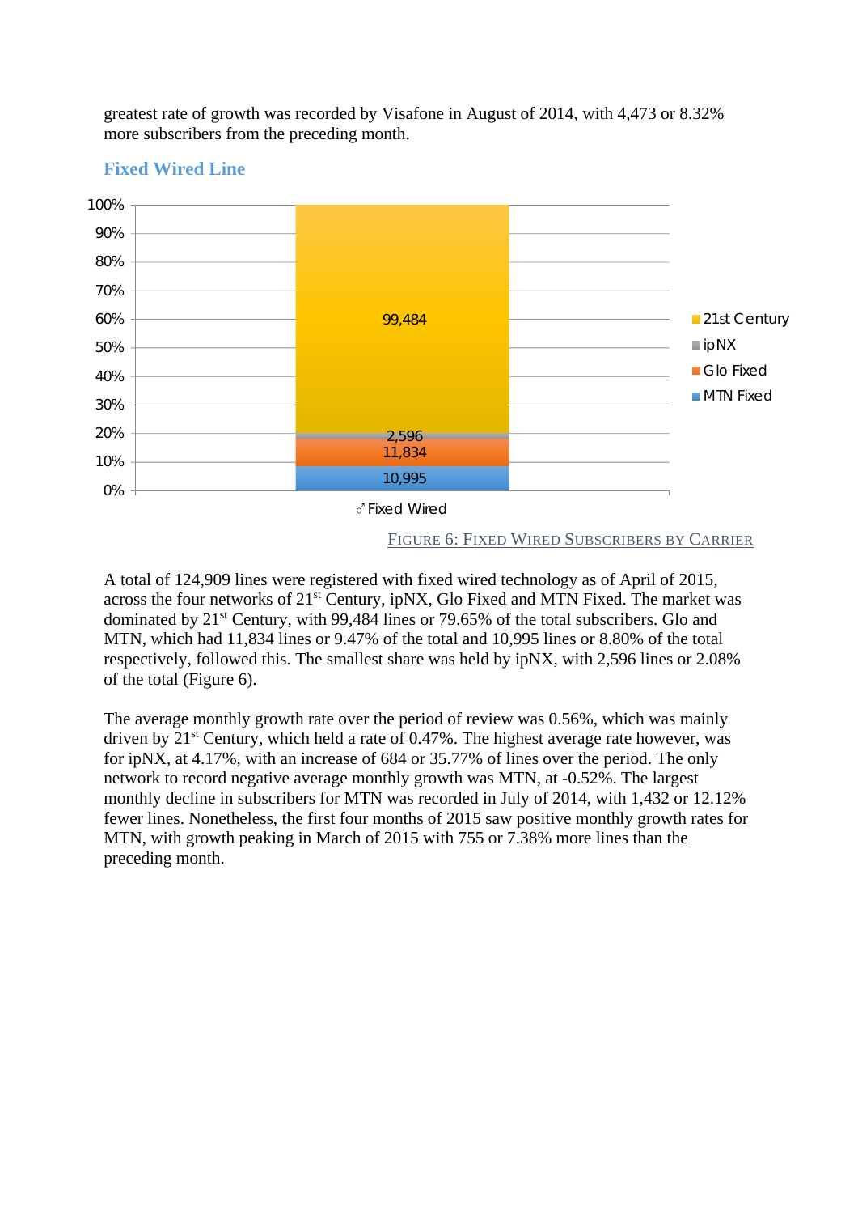greatest rate of growth was recorded by Visafone in August of 2014, with 4,473 or 8.32% more subscribers from the preceding month.

## Fixed Wired Line

FIGURE 6: FIXED WIRED SUBSCRIBERS BY CARRIER

A total of 124,909 lines were registered with fixed wired technology as of April of 2015, across the four networks of 21st Century, ipNX, Glo Fixed and MTN Fixed. The market was dominated by 21st Century, with 99,484 lines or 79.65% of the total subscribers. Glo and MTN, which had 11,834 lines or 9.47% of the total and 10,995 lines or 8.80% of the total respectively, followed this. The smallest share was held by ipNX, with 2,596 lines or 2.08% of the total (Figure 6).

The average monthly growth rate over the period of review was 0.56%, which was mainly driven by 21st Century, which held a rate of 0.47%. The highest average rate however, was for ipNX, at 4.17%, with an increase of 684 or 35.77% of lines over the period. The only network to record negative average monthly growth was MTN, at -0.52%. The largest monthly decline in subscribers for MTN was recorded in July of 2014, with 1,432 or 12.12% fewer lines. Nonetheless, the first four months of 2015 saw positive monthly growth rates for MTN, with growth peaking in March of 2015 with 755 or 7.38% more lines than the preceding month.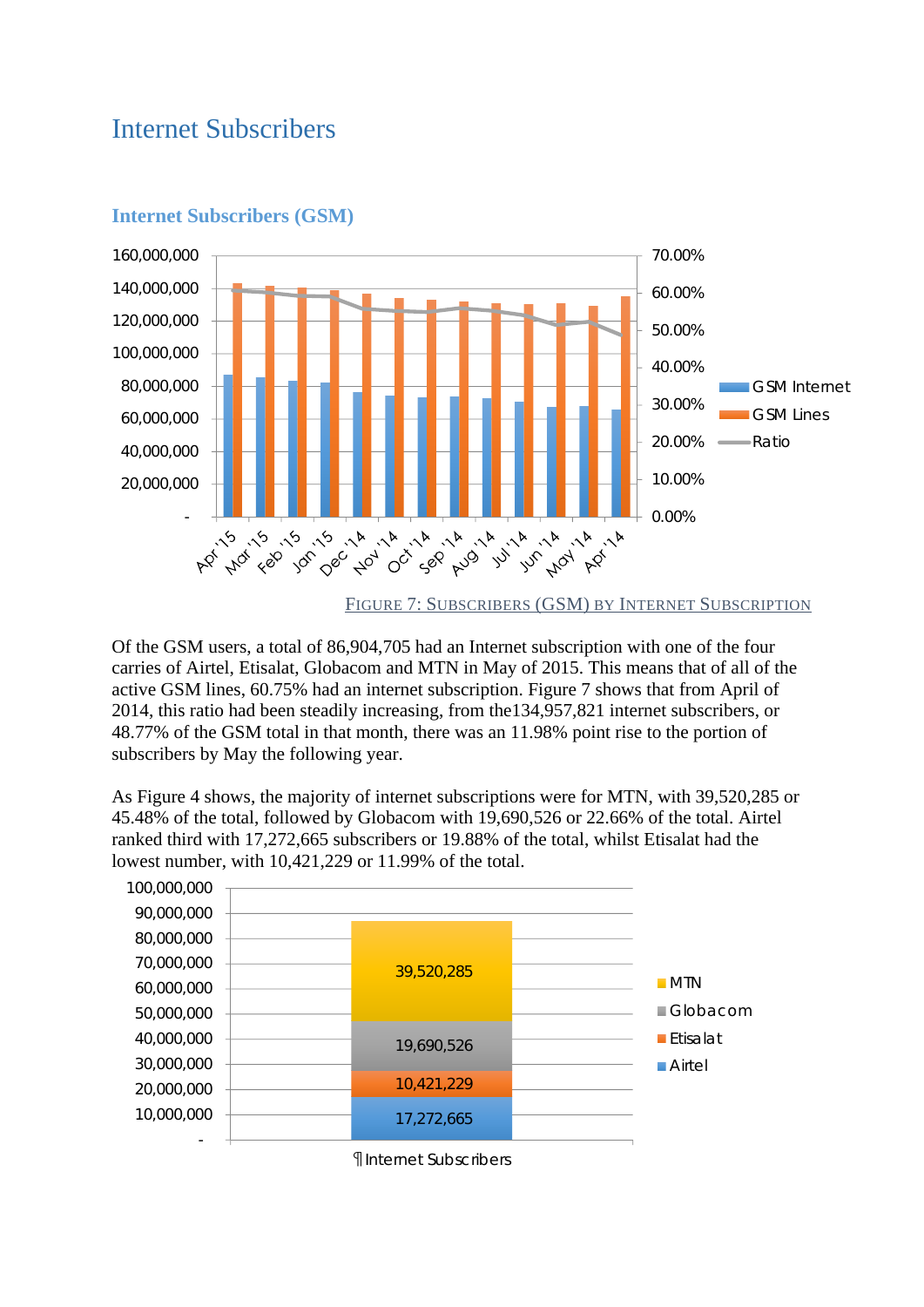# Internet Subscribers

## Internet Subscribers (GSM)

FIGURE 7: SUBSCRIBERS (GSM) BY INTERNET SUBSCRIPTION

Of the GSM users, a total of 86,904,705 had an Internet subscription with one of the four carries of Airtel, Etisalat, Globacom and MTN in May of 2015. This means that of all of the active GSM lines, 60.75% had an internet subscription. Figure 7 shows that from April of 2014, this ratio had been steadily increasing, from the134,957,821 internet subscribers, or 48.77% of the GSM total in that month, there was an 11.98% point rise to the portion of subscribers by May the following year.

As Figure 4 shows, the majority of internet subscriptions were for MTN, with 39,520,285 or 45.48% of the total, followed by Globacom with 19,690,526 or 22.66% of the total. Airtel ranked third with 17,272,665 subscribers or 19.88% of the total, whilst Etisalat had the lowest number, with 10,421,229 or 11.99% of the total.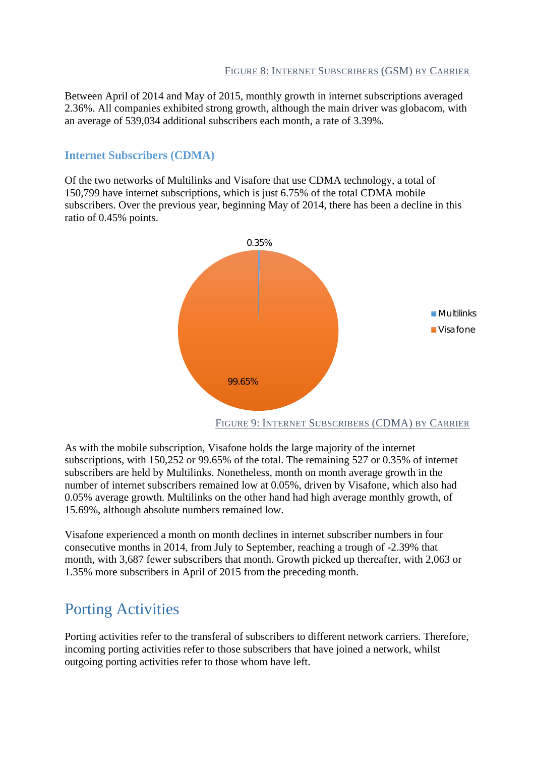Figure 8: Internet Subscribers (GSM) by Carrier

Between April of 2014 and May of 2015, monthly growth in internet subscriptions averaged 2.36%. All companies exhibited strong growth, although the main driver was globacom, with an average of 539,034 additional subscribers each month, a rate of 3.39%.

### Internet Subscribers (CDMA)

Of the two networks of Multilinks and Visafore that use CDMA technology, a total of 150,799 have internet subscriptions, which is just 6.75% of the total CDMA mobile subscribers. Over the previous year, beginning May of 2014, there has been a decline in this ratio of 0.45% points.

Figure 9: Internet Subscribers (CDMA) by Carrier

As with the mobile subscription, Visafone holds the large majority of the internet subscriptions, with 150,252 or 99.65% of the total. The remaining 527 or 0.35% of internet subscribers are held by Multilinks. Nonetheless, month on month average growth in the number of internet subscribers remained low at 0.05%, driven by Visafone, which also had 0.05% average growth. Multilinks on the other hand had high average monthly growth, of 15.69%, although absolute numbers remained low.

Visafone experienced a month on month declines in internet subscriber numbers in four consecutive months in 2014, from July to September, reaching a trough of -2.39% that month, with 3,687 fewer subscribers that month. Growth picked up thereafter, with 2,063 or 1.35% more subscribers in April of 2015 from the preceding month.

## Porting Activities

Porting activities refer to the transferal of subscribers to different network carriers. Therefore, incoming porting activities refer to those subscribers that have joined a network, whilst outgoing porting activities refer to those whom have left.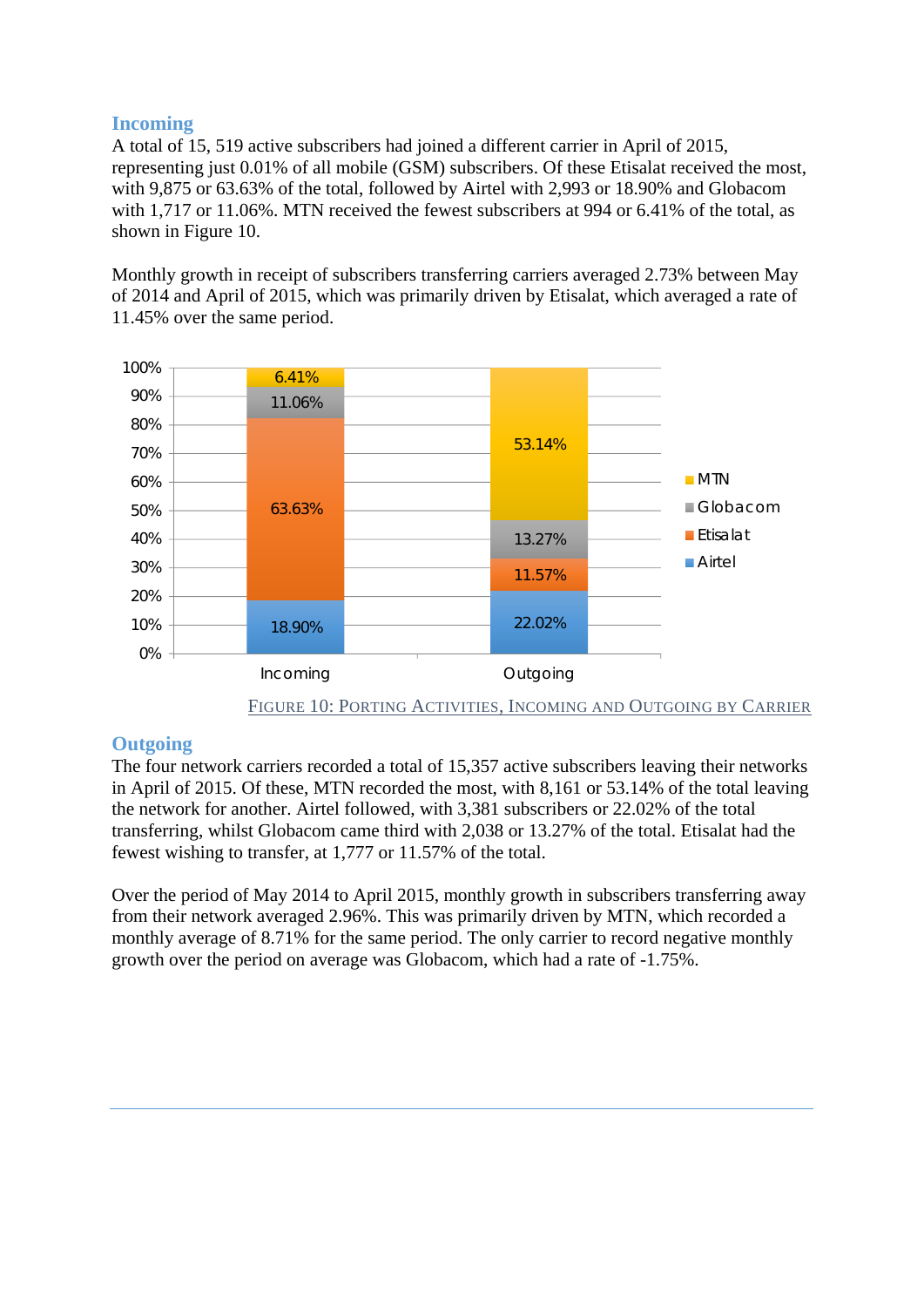### Incoming

A total of 15, 519 active subscribers had joined a different carrier in April of 2015, representing just 0.01% of all mobile (GSM) subscribers. Of these Etisalat received the most, with 9,875 or 63.63% of the total, followed by Airtel with 2,993 or 18.90% and Globacom with 1,717 or 11.06%. MTN received the fewest subscribers at 994 or 6.41% of the total, as shown in Figure 10.

Monthly growth in receipt of subscribers transferring carriers averaged 2.73% between May of 2014 and April of 2015, which was primarily driven by Etisalat, which averaged a rate of 11.45% over the same period.

FIGURE 10: PORTING ACTIVITIES, INCOMING AND OUTGOING BY CARRIER

### Outgoing

The four network carriers recorded a total of 15,357 active subscribers leaving their networks in April of 2015. Of these, MTN recorded the most, with 8,161 or 53.14% of the total leaving the network for another. Airtel followed, with 3,381 subscribers or 22.02% of the total transferring, whilst Globacom came third with 2,038 or 13.27% of the total. Etisalat had the fewest wishing to transfer, at 1,777 or 11.57% of the total.

Over the period of May 2014 to April 2015, monthly growth in subscribers transferring away from their network averaged 2.96%. This was primarily driven by MTN, which recorded a monthly average of 8.71% for the same period. The only carrier to record negative monthly growth over the period on average was Globacom, which had a rate of -1.75%.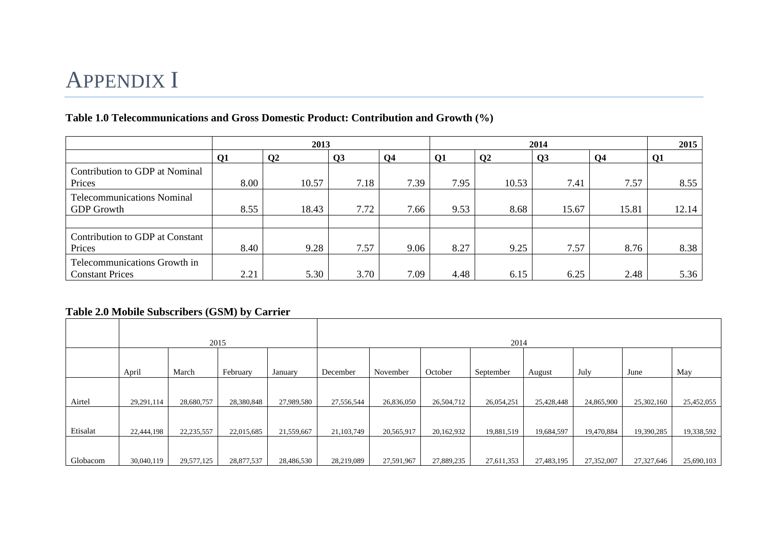# APPENDIX I

**Table 1.0 Telecommunications and Gross Domestic Product: Contribution and Growth (%)**

| | 2013 | | | | 2014 | | | | 2015 |
|---|---|---|---|---|---|---|---|---|---|
| | Q1 | Q2 | Q3 | Q4 | Q1 | Q2 | Q3 | Q4 | Q1 |
| Contribution to GDP at Nominal Prices | 8.00 | 10.57 | 7.18 | 7.39 | 7.95 | 10.53 | 7.41 | 7.57 | 8.55 |
| Telecommunications Nominal GDP Growth | 8.55 | 18.43 | 7.72 | 7.66 | 9.53 | 8.68 | 15.67 | 15.81 | 12.14 |
| | | | | | | | | | |
| Contribution to GDP at Constant Prices | 8.40 | 9.28 | 7.57 | 9.06 | 8.27 | 9.25 | 7.57 | 8.76 | 8.38 |
| Telecommunications Growth in Constant Prices | 2.21 | 5.30 | 3.70 | 7.09 | 4.48 | 6.15 | 6.25 | 2.48 | 5.36 |

**Table 2.0 Mobile Subscribers (GSM) by Carrier**

| | 2015 | | | | 2014 | | | | | | | |
|---|---|---|---|---|---|---|---|---|---|---|---|---|
| | April | March | February | January | December | November | October | September | August | July | June | May |
| Airtel | 29,291,114 | 28,680,757 | 28,380,848 | 27,989,580 | 27,556,544 | 26,836,050 | 26,504,712 | 26,054,251 | 25,428,448 | 24,865,900 | 25,302,160 | 25,452,055 |
| Etisalat | 22,444,198 | 22,235,557 | 22,015,685 | 21,559,667 | 21,103,749 | 20,565,917 | 20,162,932 | 19,881,519 | 19,684,597 | 19,470,884 | 19,390,285 | 19,338,592 |
| Globacom | 30,040,119 | 29,577,125 | 28,877,537 | 28,486,530 | 28,219,089 | 27,591,967 | 27,889,235 | 27,611,353 | 27,483,195 | 27,352,007 | 27,327,646 | 25,690,103 |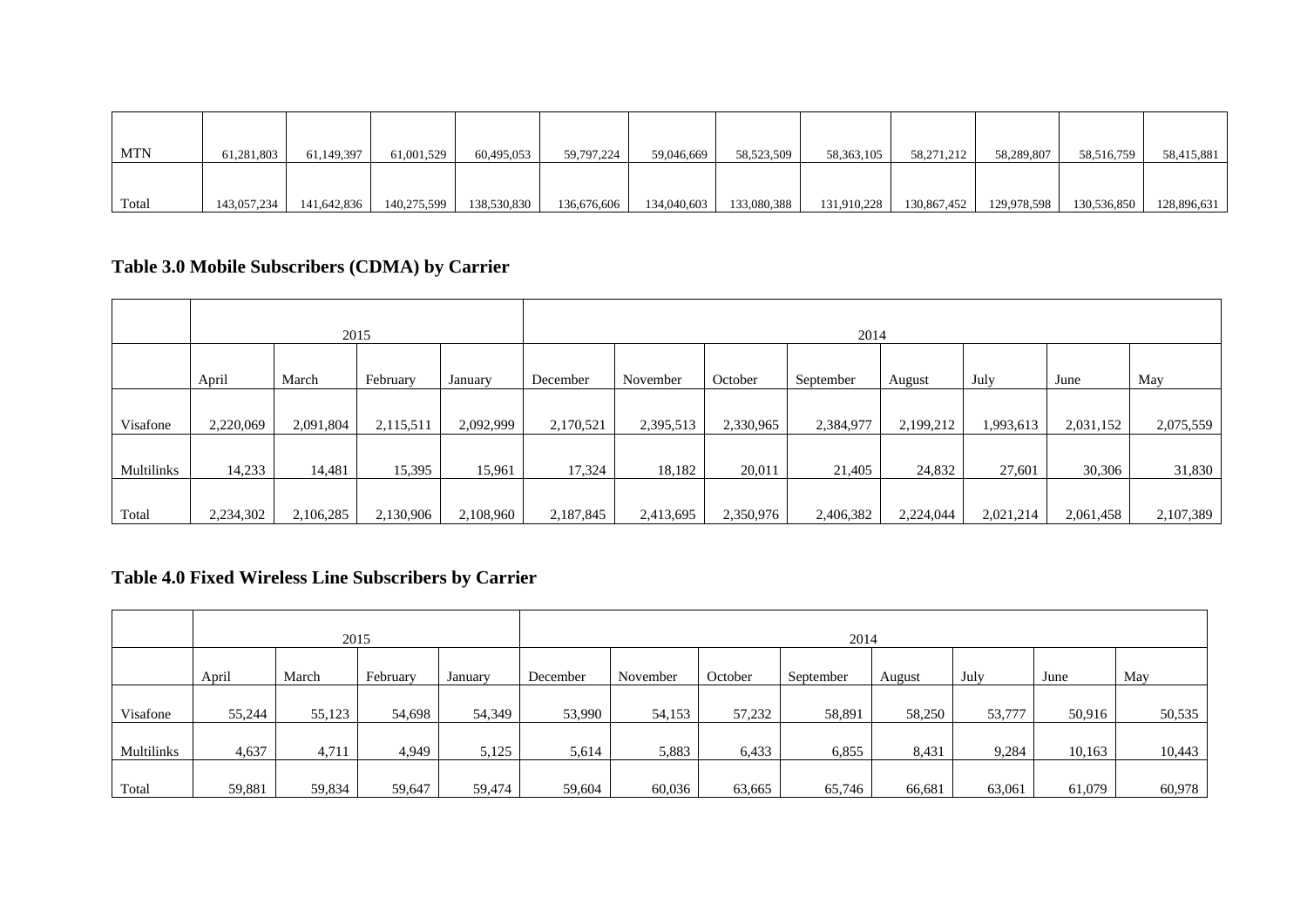| MTN | 61,281,803 | 61,149,397 | 61,001,529 | 60,495,053 | 59,797,224 | 59,046,669 | 58,523,509 | 58,363,105 | 58,271,212 | 58,289,807 | 58,516,759 | 58,415,881 |
|---|---|---|---|---|---|---|---|---|---|---|---|---|
| Total | 143,057,234 | 141,642,836 | 140,275,599 | 138,530,830 | 136,676,606 | 134,040,603 | 133,080,388 | 131,910,228 | 130,867,452 | 129,978,598 | 130,536,850 | 128,896,631 |

## Table 3.0 Mobile Subscribers (CDMA) by Carrier

| | 2015 | | | | 2014 | | | | | | | |
|---|---|---|---|---|---|---|---|---|---|---|---|---|
| | April | March | February | January | December | November | October | September | August | July | June | May |
| Visafone | 2,220,069 | 2,091,804 | 2,115,511 | 2,092,999 | 2,170,521 | 2,395,513 | 2,330,965 | 2,384,977 | 2,199,212 | 1,993,613 | 2,031,152 | 2,075,559 |
| Multilinks | 14,233 | 14,481 | 15,395 | 15,961 | 17,324 | 18,182 | 20,011 | 21,405 | 24,832 | 27,601 | 30,306 | 31,830 |
| Total | 2,234,302 | 2,106,285 | 2,130,906 | 2,108,960 | 2,187,845 | 2,413,695 | 2,350,976 | 2,406,382 | 2,224,044 | 2,021,214 | 2,061,458 | 2,107,389 |

## Table 4.0 Fixed Wireless Line Subscribers by Carrier

| | 2015 | | | | 2014 | | | | | | | |
|---|---|---|---|---|---|---|---|---|---|---|---|---|
| | April | March | February | January | December | November | October | September | August | July | June | May |
| Visafone | 55,244 | 55,123 | 54,698 | 54,349 | 53,990 | 54,153 | 57,232 | 58,891 | 58,250 | 53,777 | 50,916 | 50,535 |
| Multilinks | 4,637 | 4,711 | 4,949 | 5,125 | 5,614 | 5,883 | 6,433 | 6,855 | 8,431 | 9,284 | 10,163 | 10,443 |
| Total | 59,881 | 59,834 | 59,647 | 59,474 | 59,604 | 60,036 | 63,665 | 65,746 | 66,681 | 63,061 | 61,079 | 60,978 |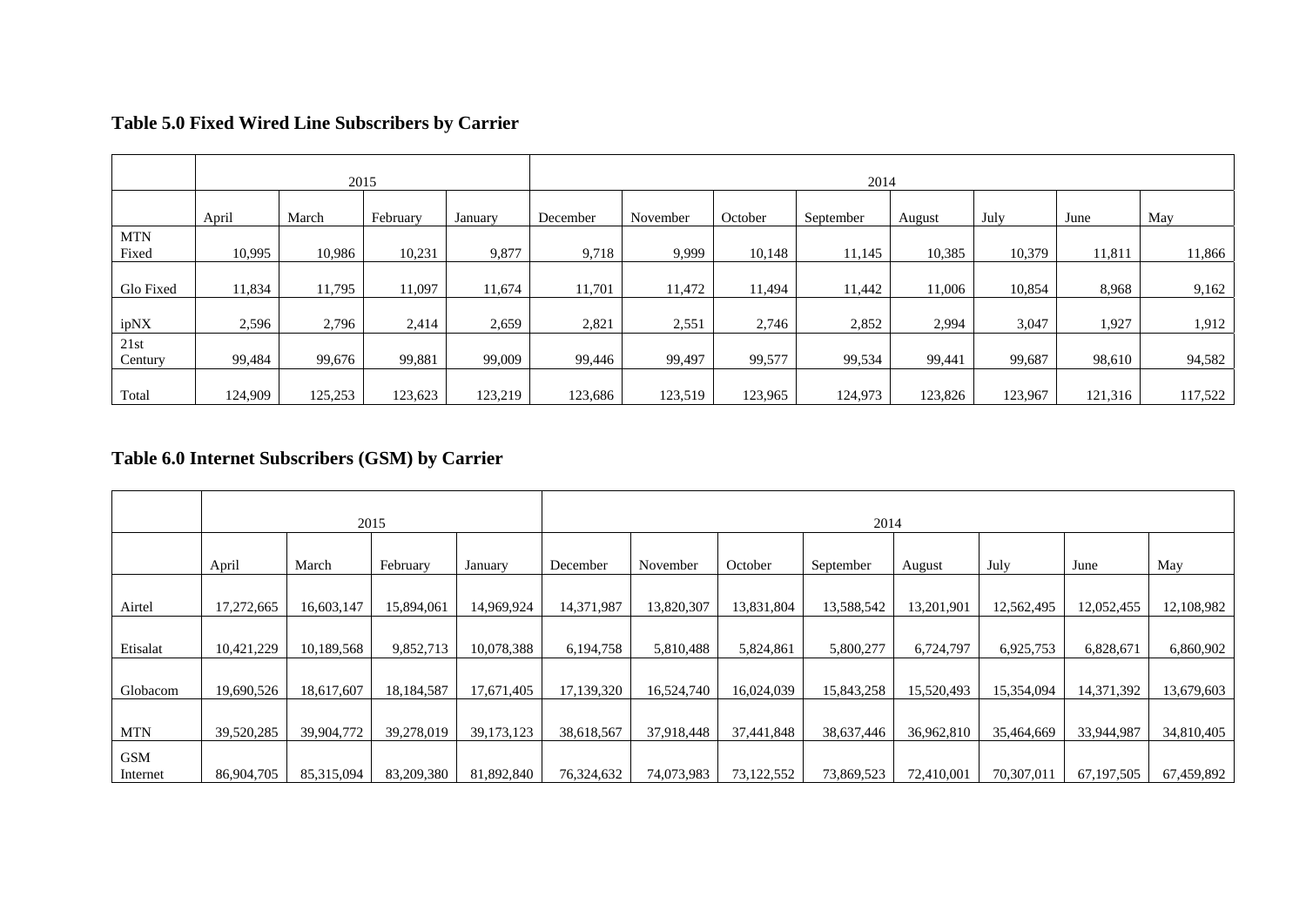## Table 5.0 Fixed Wired Line Subscribers by Carrier

| | 2015 | | | | 2014 | | | | | | | |
|---|---|---|---|---|---|---|---|---|---|---|---|---|
| | April | March | February | January | December | November | October | September | August | July | June | May |
| MTN Fixed | 10,995 | 10,986 | 10,231 | 9,877 | 9,718 | 9,999 | 10,148 | 11,145 | 10,385 | 10,379 | 11,811 | 11,866 |
| Glo Fixed | 11,834 | 11,795 | 11,097 | 11,674 | 11,701 | 11,472 | 11,494 | 11,442 | 11,006 | 10,854 | 8,968 | 9,162 |
| ipNX | 2,596 | 2,796 | 2,414 | 2,659 | 2,821 | 2,551 | 2,746 | 2,852 | 2,994 | 3,047 | 1,927 | 1,912 |
| 21st Century | 99,484 | 99,676 | 99,881 | 99,009 | 99,446 | 99,497 | 99,577 | 99,534 | 99,441 | 99,687 | 98,610 | 94,582 |
| Total | 124,909 | 125,253 | 123,623 | 123,219 | 123,686 | 123,519 | 123,965 | 124,973 | 123,826 | 123,967 | 121,316 | 117,522 |

## Table 6.0 Internet Subscribers (GSM) by Carrier

| | 2015 | | | | 2014 | | | | | | | |
|---|---|---|---|---|---|---|---|---|---|---|---|---|
| | April | March | February | January | December | November | October | September | August | July | June | May |
| Airtel | 17,272,665 | 16,603,147 | 15,894,061 | 14,969,924 | 14,371,987 | 13,820,307 | 13,831,804 | 13,588,542 | 13,201,901 | 12,562,495 | 12,052,455 | 12,108,982 |
| Etisalat | 10,421,229 | 10,189,568 | 9,852,713 | 10,078,388 | 6,194,758 | 5,810,488 | 5,824,861 | 5,800,277 | 6,724,797 | 6,925,753 | 6,828,671 | 6,860,902 |
| Globacom | 19,690,526 | 18,617,607 | 18,184,587 | 17,671,405 | 17,139,320 | 16,524,740 | 16,024,039 | 15,843,258 | 15,520,493 | 15,354,094 | 14,371,392 | 13,679,603 |
| MTN | 39,520,285 | 39,904,772 | 39,278,019 | 39,173,123 | 38,618,567 | 37,918,448 | 37,441,848 | 38,637,446 | 36,962,810 | 35,464,669 | 33,944,987 | 34,810,405 |
| GSM Internet | 86,904,705 | 85,315,094 | 83,209,380 | 81,892,840 | 76,324,632 | 74,073,983 | 73,122,552 | 73,869,523 | 72,410,001 | 70,307,011 | 67,197,505 | 67,459,892 |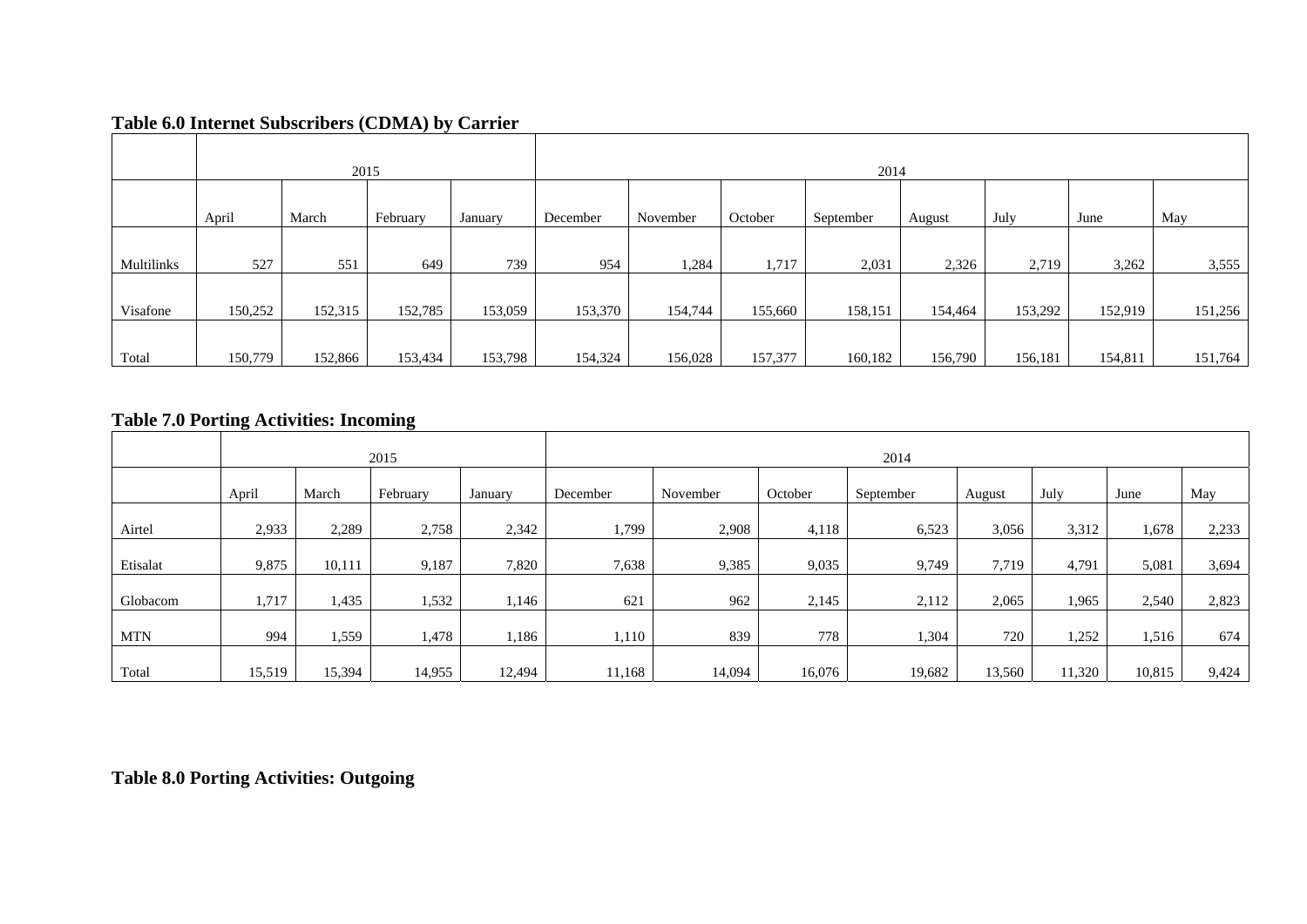### Table 6.0 Internet Subscribers (CDMA) by Carrier

| | 2015 | | | | 2014 | | | | | | | |
|---|---|---|---|---|---|---|---|---|---|---|---|---|
| | April | March | February | January | December | November | October | September | August | July | June | May |
| Multilinks | 527 | 551 | 649 | 739 | 954 | 1,284 | 1,717 | 2,031 | 2,326 | 2,719 | 3,262 | 3,555 |
| Visafone | 150,252 | 152,315 | 152,785 | 153,059 | 153,370 | 154,744 | 155,660 | 158,151 | 154,464 | 153,292 | 152,919 | 151,256 |
| Total | 150,779 | 152,866 | 153,434 | 153,798 | 154,324 | 156,028 | 157,377 | 160,182 | 156,790 | 156,181 | 154,811 | 151,764 |

### Table 7.0 Porting Activities: Incoming

| | 2015 | | | | 2014 | | | | | | | |
|---|---|---|---|---|---|---|---|---|---|---|---|---|
| | April | March | February | January | December | November | October | September | August | July | June | May |
| Airtel | 2,933 | 2,289 | 2,758 | 2,342 | 1,799 | 2,908 | 4,118 | 6,523 | 3,056 | 3,312 | 1,678 | 2,233 |
| Etisalat | 9,875 | 10,111 | 9,187 | 7,820 | 7,638 | 9,385 | 9,035 | 9,749 | 7,719 | 4,791 | 5,081 | 3,694 |
| Globacom | 1,717 | 1,435 | 1,532 | 1,146 | 621 | 962 | 2,145 | 2,112 | 2,065 | 1,965 | 2,540 | 2,823 |
| MTN | 994 | 1,559 | 1,478 | 1,186 | 1,110 | 839 | 778 | 1,304 | 720 | 1,252 | 1,516 | 674 |
| Total | 15,519 | 15,394 | 14,955 | 12,494 | 11,168 | 14,094 | 16,076 | 19,682 | 13,560 | 11,320 | 10,815 | 9,424 |

### Table 8.0 Porting Activities: Outgoing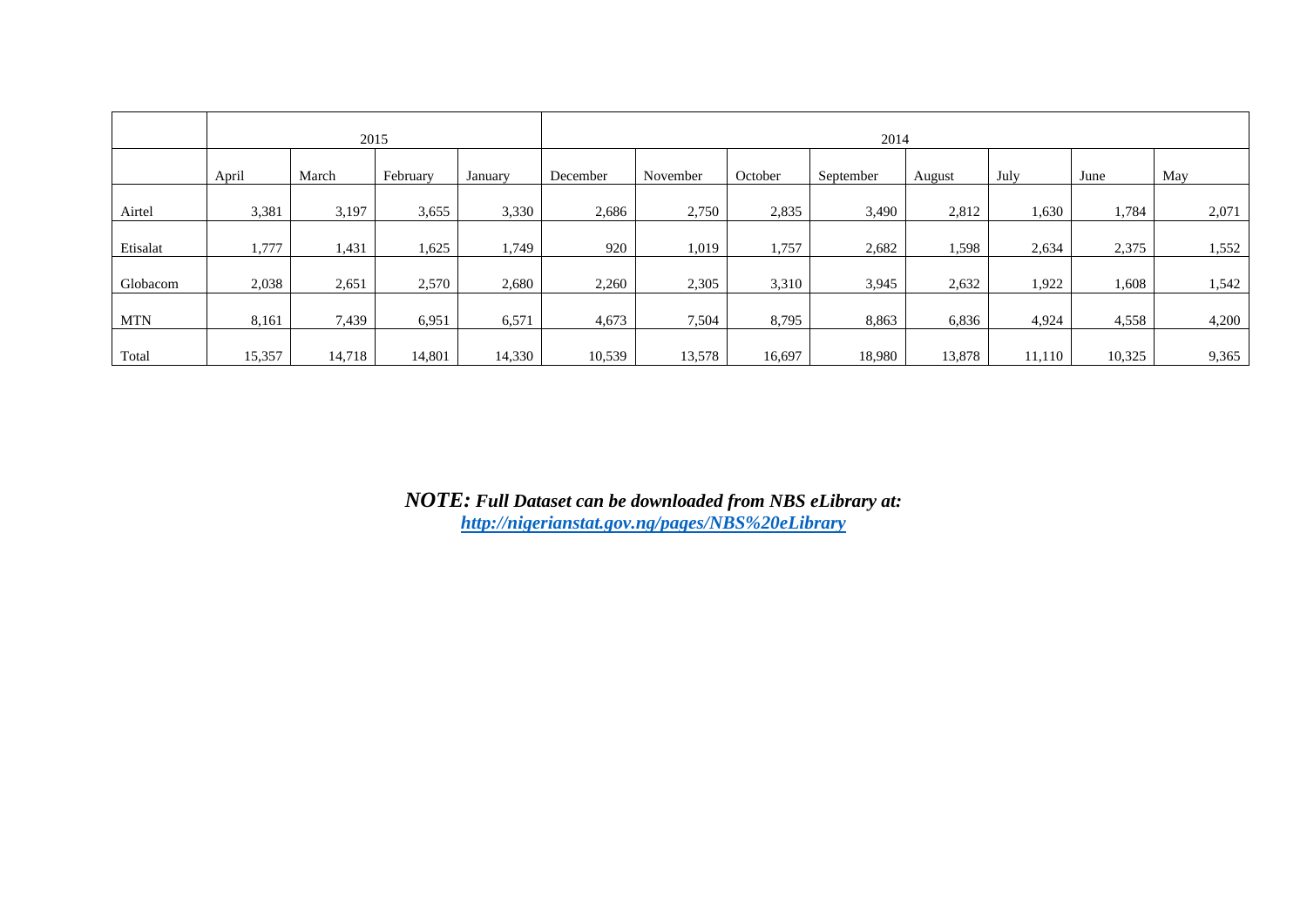| | 2015 | | | | 2014 | | | | | | | |
|---|---|---|---|---|---|---|---|---|---|---|---|---|
| | April | March | February | January | December | November | October | September | August | July | June | May |
| Airtel | 3,381 | 3,197 | 3,655 | 3,330 | 2,686 | 2,750 | 2,835 | 3,490 | 2,812 | 1,630 | 1,784 | 2,071 |
| Etisalat | 1,777 | 1,431 | 1,625 | 1,749 | 920 | 1,019 | 1,757 | 2,682 | 1,598 | 2,634 | 2,375 | 1,552 |
| Globacom | 2,038 | 2,651 | 2,570 | 2,680 | 2,260 | 2,305 | 3,310 | 3,945 | 2,632 | 1,922 | 1,608 | 1,542 |
| MTN | 8,161 | 7,439 | 6,951 | 6,571 | 4,673 | 7,504 | 8,795 | 8,863 | 6,836 | 4,924 | 4,558 | 4,200 |
| Total | 15,357 | 14,718 | 14,801 | 14,330 | 10,539 | 13,578 | 16,697 | 18,980 | 13,878 | 11,110 | 10,325 | 9,365 |

***NOTE: Full Dataset can be downloaded from NBS eLibrary at:***
***http://nigerianstat.gov.ng/pages/NBS%20eLibrary***